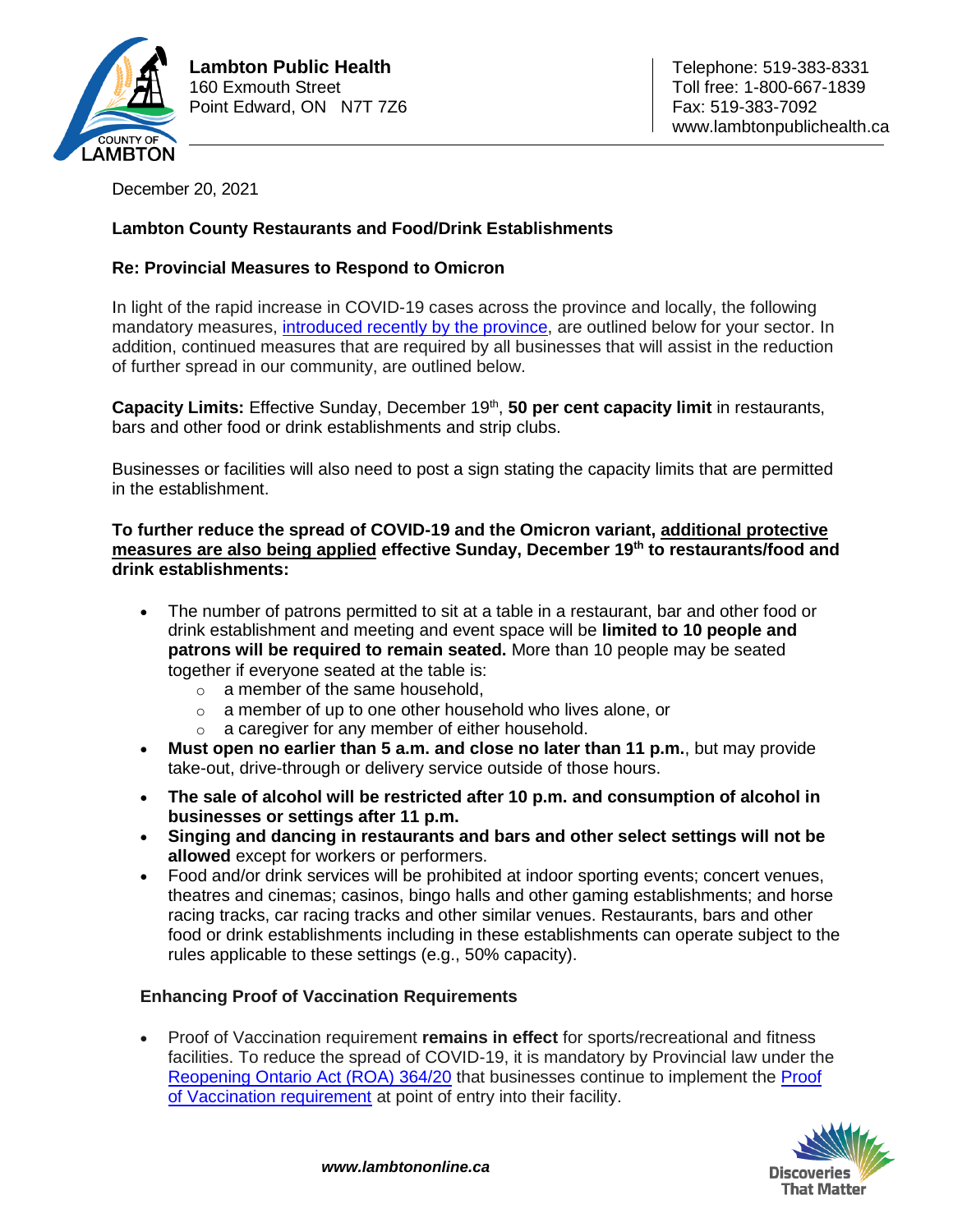**Lambton Public Health**
160 Exmouth Street
Point Edward, ON N7T 7Z6

Telephone: 519-383-8331
Toll free: 1-800-667-1839
Fax: 519-383-7092
www.lambtonpublichealth.ca

December 20, 2021

**Lambton County Restaurants and Food/Drink Establishments**

**Re: Provincial Measures to Respond to Omicron**

In light of the rapid increase in COVID-19 cases across the province and locally, the following mandatory measures, [introduced recently by the province](), are outlined below for your sector. In addition, continued measures that are required by all businesses that will assist in the reduction of further spread in our community, are outlined below.

**Capacity Limits:** Effective Sunday, December 19th, **50 per cent capacity limit** in restaurants, bars and other food or drink establishments and strip clubs.

Businesses or facilities will also need to post a sign stating the capacity limits that are permitted in the establishment.

**To further reduce the spread of COVID-19 and the Omicron variant, <u>additional protective measures are also being applied</u> effective Sunday, December 19th to restaurants/food and drink establishments:**

- The number of patrons permitted to sit at a table in a restaurant, bar and other food or drink establishment and meeting and event space will be **limited to 10 people and patrons will be required to remain seated.** More than 10 people may be seated together if everyone seated at the table is:
  - a member of the same household,
  - a member of up to one other household who lives alone, or
  - a caregiver for any member of either household.
- **Must open no earlier than 5 a.m. and close no later than 11 p.m.**, but may provide take-out, drive-through or delivery service outside of those hours.
- **The sale of alcohol will be restricted after 10 p.m. and consumption of alcohol in businesses or settings after 11 p.m.**
- **Singing and dancing in restaurants and bars and other select settings will not be allowed** except for workers or performers.
- Food and/or drink services will be prohibited at indoor sporting events; concert venues, theatres and cinemas; casinos, bingo halls and other gaming establishments; and horse racing tracks, car racing tracks and other similar venues. Restaurants, bars and other food or drink establishments including in these establishments can operate subject to the rules applicable to these settings (e.g., 50% capacity).

### Enhancing Proof of Vaccination Requirements

- Proof of Vaccination requirement **remains in effect** for sports/recreational and fitness facilities. To reduce the spread of COVID-19, it is mandatory by Provincial law under the [Reopening Ontario Act (ROA) 364/20]() that businesses continue to implement the [Proof of Vaccination requirement]() at point of entry into their facility.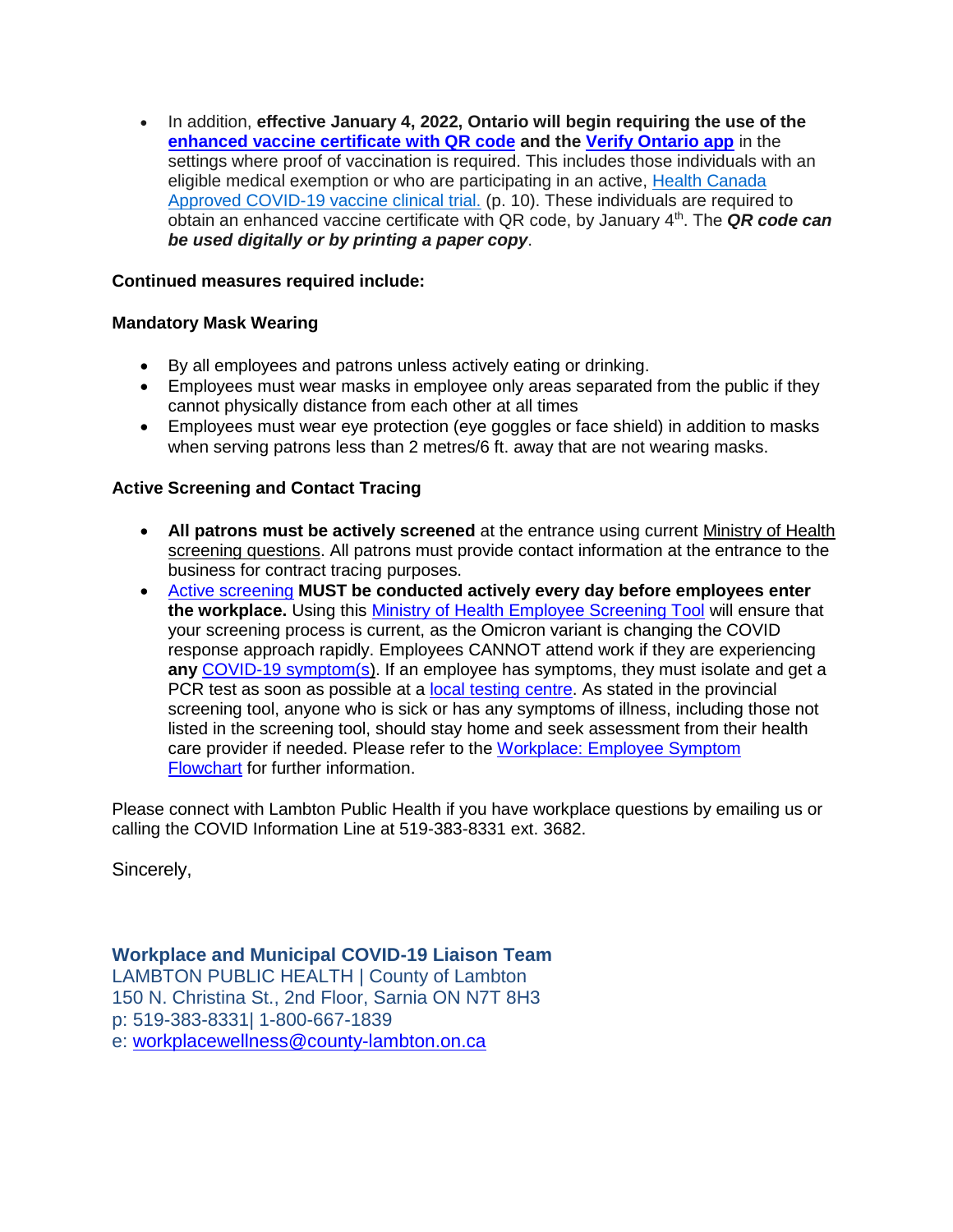- In addition, **effective January 4, 2022, Ontario will begin requiring the use of the [enhanced vaccine certificate with QR code](#) and the [Verify Ontario app](#)** in the settings where proof of vaccination is required. This includes those individuals with an eligible medical exemption or who are participating in an active, [Health Canada Approved COVID-19 vaccine clinical trial.](#) (p. 10). These individuals are required to obtain an enhanced vaccine certificate with QR code, by January 4th. The ***QR code can be used digitally or by printing a paper copy***.

**Continued measures required include:**

**Mandatory Mask Wearing**

- By all employees and patrons unless actively eating or drinking.
- Employees must wear masks in employee only areas separated from the public if they cannot physically distance from each other at all times
- Employees must wear eye protection (eye goggles or face shield) in addition to masks when serving patrons less than 2 metres/6 ft. away that are not wearing masks.

**Active Screening and Contact Tracing**

- **All patrons must be actively screened** at the entrance using current Ministry of Health screening questions. All patrons must provide contact information at the entrance to the business for contract tracing purposes.
- [Active screening](#) **MUST be conducted actively every day before employees enter the workplace.** Using this [Ministry of Health Employee Screening Tool](#) will ensure that your screening process is current, as the Omicron variant is changing the COVID response approach rapidly. Employees CANNOT attend work if they are experiencing **any** [COVID-19 symptom(s)](#). If an employee has symptoms, they must isolate and get a PCR test as soon as possible at a [local testing centre](#). As stated in the provincial screening tool, anyone who is sick or has any symptoms of illness, including those not listed in the screening tool, should stay home and seek assessment from their health care provider if needed. Please refer to the [Workplace: Employee Symptom Flowchart](#) for further information.

Please connect with Lambton Public Health if you have workplace questions by emailing us or calling the COVID Information Line at 519-383-8331 ext. 3682.

Sincerely,

**Workplace and Municipal COVID-19 Liaison Team**
LAMBTON PUBLIC HEALTH | County of Lambton
150 N. Christina St., 2nd Floor, Sarnia ON N7T 8H3
p: 519-383-8331| 1-800-667-1839
e: workplacewellness@county-lambton.on.ca